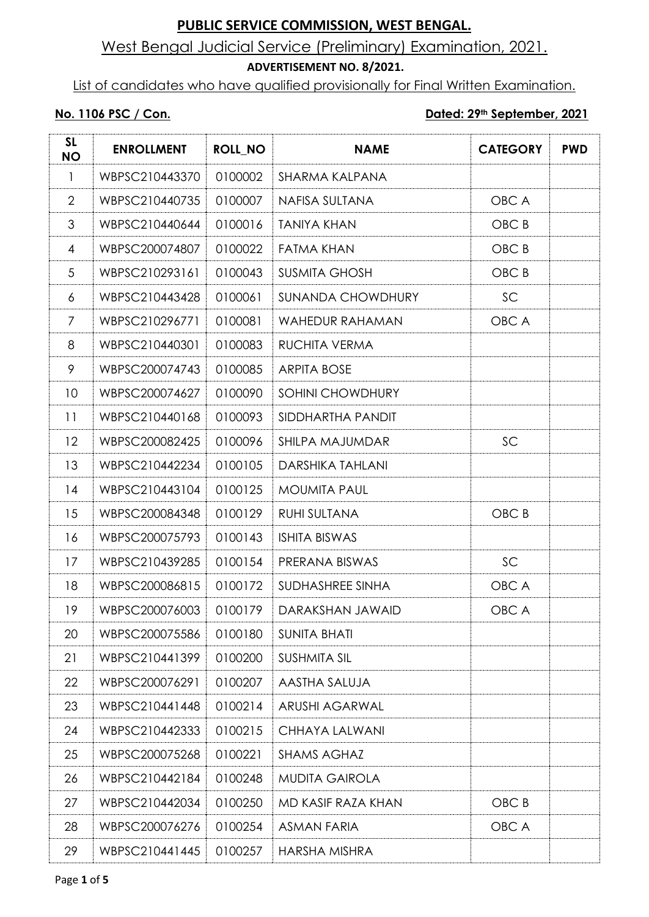**PUBLIC SERVICE COMMISSION, WEST BENGAL.**

West Bengal Judicial Service (Preliminary) Examination, 2021.

**ADVERTISEMENT NO. 8/2021.**

List of candidates who have qualified provisionally for Final Written Examination.

**No. 1106 PSC / Con.** **Dated: 29th September, 2021**

| SL NO | ENROLLMENT | ROLL_NO | NAME | CATEGORY | PWD |
|---|---|---|---|---|---|
| 1 | WBPSC210443370 | 0100002 | SHARMA KALPANA | | |
| 2 | WBPSC210440735 | 0100007 | NAFISA SULTANA | OBC A | |
| 3 | WBPSC210440644 | 0100016 | TANIYA KHAN | OBC B | |
| 4 | WBPSC200074807 | 0100022 | FATMA KHAN | OBC B | |
| 5 | WBPSC210293161 | 0100043 | SUSMITA GHOSH | OBC B | |
| 6 | WBPSC210443428 | 0100061 | SUNANDA CHOWDHURY | SC | |
| 7 | WBPSC210296771 | 0100081 | WAHEDUR RAHAMAN | OBC A | |
| 8 | WBPSC210440301 | 0100083 | RUCHITA VERMA | | |
| 9 | WBPSC200074743 | 0100085 | ARPITA BOSE | | |
| 10 | WBPSC200074627 | 0100090 | SOHINI CHOWDHURY | | |
| 11 | WBPSC210440168 | 0100093 | SIDDHARTHA PANDIT | | |
| 12 | WBPSC200082425 | 0100096 | SHILPA MAJUMDAR | SC | |
| 13 | WBPSC210442234 | 0100105 | DARSHIKA TAHLANI | | |
| 14 | WBPSC210443104 | 0100125 | MOUMITA PAUL | | |
| 15 | WBPSC200084348 | 0100129 | RUHI SULTANA | OBC B | |
| 16 | WBPSC200075793 | 0100143 | ISHITA BISWAS | | |
| 17 | WBPSC210439285 | 0100154 | PRERANA BISWAS | SC | |
| 18 | WBPSC200086815 | 0100172 | SUDHASHREE SINHA | OBC A | |
| 19 | WBPSC200076003 | 0100179 | DARAKSHAN JAWAID | OBC A | |
| 20 | WBPSC200075586 | 0100180 | SUNITA BHATI | | |
| 21 | WBPSC210441399 | 0100200 | SUSHMITA SIL | | |
| 22 | WBPSC200076291 | 0100207 | AASTHA SALUJA | | |
| 23 | WBPSC210441448 | 0100214 | ARUSHI AGARWAL | | |
| 24 | WBPSC210442333 | 0100215 | CHHAYA LALWANI | | |
| 25 | WBPSC200075268 | 0100221 | SHAMS AGHAZ | | |
| 26 | WBPSC210442184 | 0100248 | MUDITA GAIROLA | | |
| 27 | WBPSC210442034 | 0100250 | MD KASIF RAZA KHAN | OBC B | |
| 28 | WBPSC200076276 | 0100254 | ASMAN FARIA | OBC A | |
| 29 | WBPSC210441445 | 0100257 | HARSHA MISHRA | | |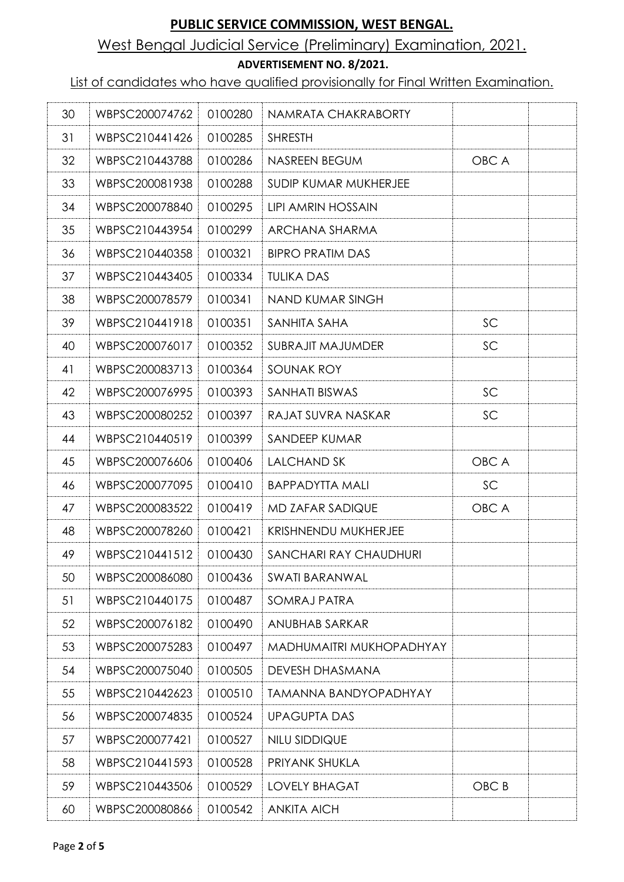**PUBLIC SERVICE COMMISSION, WEST BENGAL.**

West Bengal Judicial Service (Preliminary) Examination, 2021.

**ADVERTISEMENT NO. 8/2021.**

List of candidates who have qualified provisionally for Final Written Examination.

| | | | | | |
|---|---|---|---|---|---|
| 30 | WBPSC200074762 | 0100280 | NAMRATA CHAKRABORTY | | |
| 31 | WBPSC210441426 | 0100285 | SHRESTH | | |
| 32 | WBPSC210443788 | 0100286 | NASREEN BEGUM | OBC A | |
| 33 | WBPSC200081938 | 0100288 | SUDIP KUMAR MUKHERJEE | | |
| 34 | WBPSC200078840 | 0100295 | LIPI AMRIN HOSSAIN | | |
| 35 | WBPSC210443954 | 0100299 | ARCHANA SHARMA | | |
| 36 | WBPSC210440358 | 0100321 | BIPRO PRATIM DAS | | |
| 37 | WBPSC210443405 | 0100334 | TULIKA DAS | | |
| 38 | WBPSC200078579 | 0100341 | NAND KUMAR SINGH | | |
| 39 | WBPSC210441918 | 0100351 | SANHITA SAHA | SC | |
| 40 | WBPSC200076017 | 0100352 | SUBRAJIT MAJUMDER | SC | |
| 41 | WBPSC200083713 | 0100364 | SOUNAK ROY | | |
| 42 | WBPSC200076995 | 0100393 | SANHATI BISWAS | SC | |
| 43 | WBPSC200080252 | 0100397 | RAJAT SUVRA NASKAR | SC | |
| 44 | WBPSC210440519 | 0100399 | SANDEEP KUMAR | | |
| 45 | WBPSC200076606 | 0100406 | LALCHAND SK | OBC A | |
| 46 | WBPSC200077095 | 0100410 | BAPPADYTTA MALI | SC | |
| 47 | WBPSC200083522 | 0100419 | MD ZAFAR SADIQUE | OBC A | |
| 48 | WBPSC200078260 | 0100421 | KRISHNENDU MUKHERJEE | | |
| 49 | WBPSC210441512 | 0100430 | SANCHARI RAY CHAUDHURI | | |
| 50 | WBPSC200086080 | 0100436 | SWATI BARANWAL | | |
| 51 | WBPSC210440175 | 0100487 | SOMRAJ PATRA | | |
| 52 | WBPSC200076182 | 0100490 | ANUBHAB SARKAR | | |
| 53 | WBPSC200075283 | 0100497 | MADHUMAITRI MUKHOPADHYAY | | |
| 54 | WBPSC200075040 | 0100505 | DEVESH DHASMANA | | |
| 55 | WBPSC210442623 | 0100510 | TAMANNA BANDYOPADHYAY | | |
| 56 | WBPSC200074835 | 0100524 | UPAGUPTA DAS | | |
| 57 | WBPSC200077421 | 0100527 | NILU SIDDIQUE | | |
| 58 | WBPSC210441593 | 0100528 | PRIYANK SHUKLA | | |
| 59 | WBPSC210443506 | 0100529 | LOVELY BHAGAT | OBC B | |
| 60 | WBPSC200080866 | 0100542 | ANKITA AICH | | |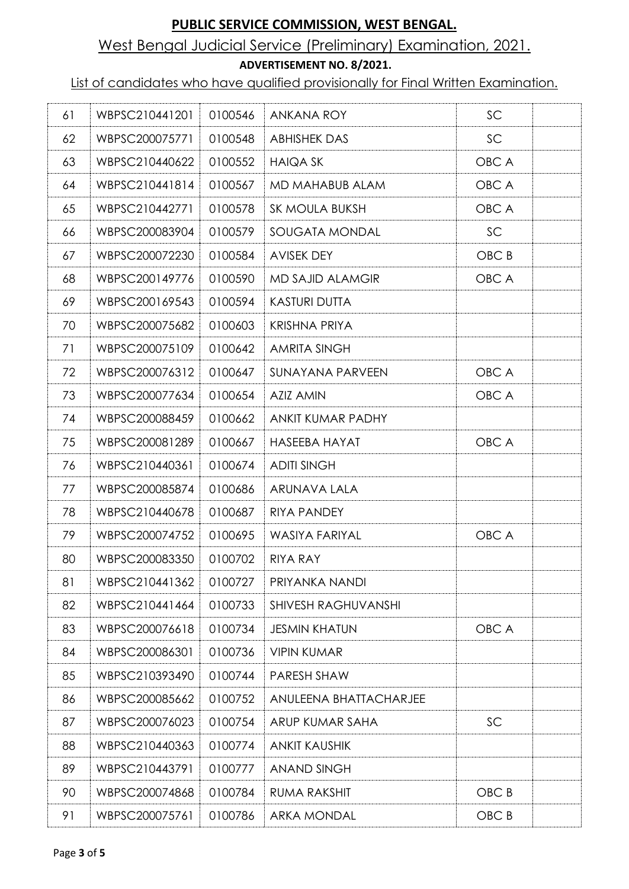# PUBLIC SERVICE COMMISSION, WEST BENGAL.

## West Bengal Judicial Service (Preliminary) Examination, 2021.

### ADVERTISEMENT NO. 8/2021.

List of candidates who have qualified provisionally for Final Written Examination.

| | | | | | |
|---|---|---|---|---|---|
| 61 | WBPSC210441201 | 0100546 | ANKANA ROY | SC | |
| 62 | WBPSC200075771 | 0100548 | ABHISHEK DAS | SC | |
| 63 | WBPSC210440622 | 0100552 | HAIQA SK | OBC A | |
| 64 | WBPSC210441814 | 0100567 | MD MAHABUB ALAM | OBC A | |
| 65 | WBPSC210442771 | 0100578 | SK MOULA BUKSH | OBC A | |
| 66 | WBPSC200083904 | 0100579 | SOUGATA MONDAL | SC | |
| 67 | WBPSC200072230 | 0100584 | AVISEK DEY | OBC B | |
| 68 | WBPSC200149776 | 0100590 | MD SAJID ALAMGIR | OBC A | |
| 69 | WBPSC200169543 | 0100594 | KASTURI DUTTA | | |
| 70 | WBPSC200075682 | 0100603 | KRISHNA PRIYA | | |
| 71 | WBPSC200075109 | 0100642 | AMRITA SINGH | | |
| 72 | WBPSC200076312 | 0100647 | SUNAYANA PARVEEN | OBC A | |
| 73 | WBPSC200077634 | 0100654 | AZIZ AMIN | OBC A | |
| 74 | WBPSC200088459 | 0100662 | ANKIT KUMAR PADHY | | |
| 75 | WBPSC200081289 | 0100667 | HASEEBA HAYAT | OBC A | |
| 76 | WBPSC210440361 | 0100674 | ADITI SINGH | | |
| 77 | WBPSC200085874 | 0100686 | ARUNAVA LALA | | |
| 78 | WBPSC210440678 | 0100687 | RIYA PANDEY | | |
| 79 | WBPSC200074752 | 0100695 | WASIYA FARIYAL | OBC A | |
| 80 | WBPSC200083350 | 0100702 | RIYA RAY | | |
| 81 | WBPSC210441362 | 0100727 | PRIYANKA NANDI | | |
| 82 | WBPSC210441464 | 0100733 | SHIVESH RAGHUVANSHI | | |
| 83 | WBPSC200076618 | 0100734 | JESMIN KHATUN | OBC A | |
| 84 | WBPSC200086301 | 0100736 | VIPIN KUMAR | | |
| 85 | WBPSC210393490 | 0100744 | PARESH SHAW | | |
| 86 | WBPSC200085662 | 0100752 | ANULEENA BHATTACHARJEE | | |
| 87 | WBPSC200076023 | 0100754 | ARUP KUMAR SAHA | SC | |
| 88 | WBPSC210440363 | 0100774 | ANKIT KAUSHIK | | |
| 89 | WBPSC210443791 | 0100777 | ANAND SINGH | | |
| 90 | WBPSC200074868 | 0100784 | RUMA RAKSHIT | OBC B | |
| 91 | WBPSC200075761 | 0100786 | ARKA MONDAL | OBC B | |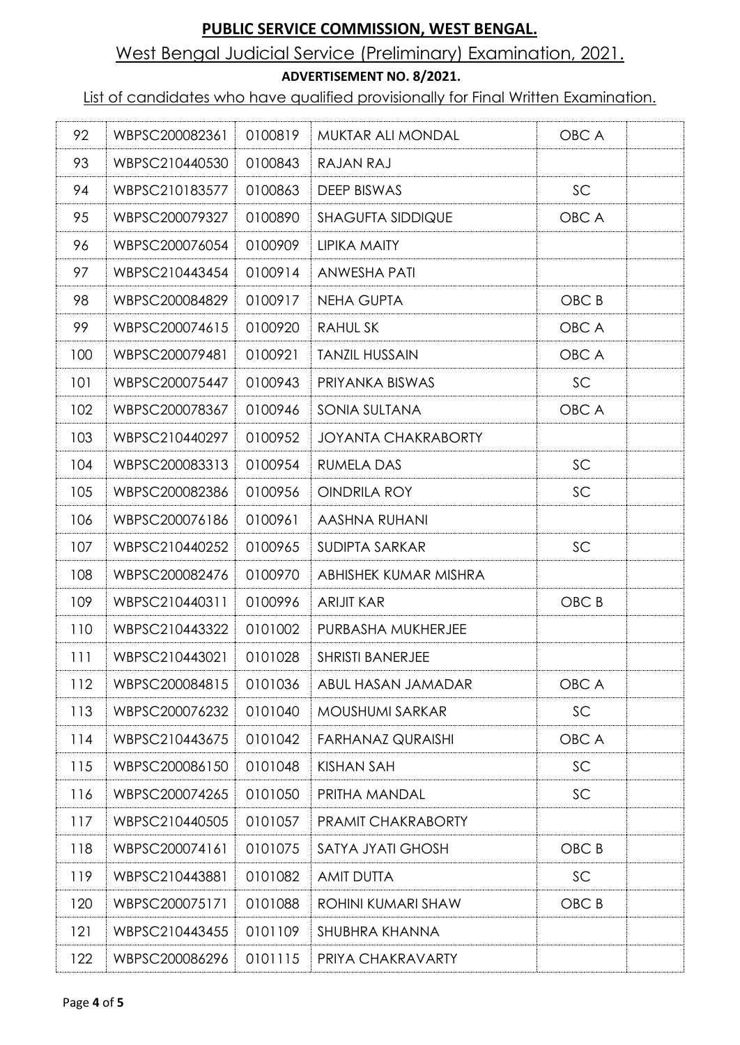# PUBLIC SERVICE COMMISSION, WEST BENGAL.

## West Bengal Judicial Service (Preliminary) Examination, 2021.

### ADVERTISEMENT NO. 8/2021.

List of candidates who have qualified provisionally for Final Written Examination.

| | | | | | |
|---|---|---|---|---|---|
| 92 | WBPSC200082361 | 0100819 | MUKTAR ALI MONDAL | OBC A | |
| 93 | WBPSC210440530 | 0100843 | RAJAN RAJ | | |
| 94 | WBPSC210183577 | 0100863 | DEEP BISWAS | SC | |
| 95 | WBPSC200079327 | 0100890 | SHAGUFTA SIDDIQUE | OBC A | |
| 96 | WBPSC200076054 | 0100909 | LIPIKA MAITY | | |
| 97 | WBPSC210443454 | 0100914 | ANWESHA PATI | | |
| 98 | WBPSC200084829 | 0100917 | NEHA GUPTA | OBC B | |
| 99 | WBPSC200074615 | 0100920 | RAHUL SK | OBC A | |
| 100 | WBPSC200079481 | 0100921 | TANZIL HUSSAIN | OBC A | |
| 101 | WBPSC200075447 | 0100943 | PRIYANKA BISWAS | SC | |
| 102 | WBPSC200078367 | 0100946 | SONIA SULTANA | OBC A | |
| 103 | WBPSC210440297 | 0100952 | JOYANTA CHAKRABORTY | | |
| 104 | WBPSC200083313 | 0100954 | RUMELA DAS | SC | |
| 105 | WBPSC200082386 | 0100956 | OINDRILA ROY | SC | |
| 106 | WBPSC200076186 | 0100961 | AASHNA RUHANI | | |
| 107 | WBPSC210440252 | 0100965 | SUDIPTA SARKAR | SC | |
| 108 | WBPSC200082476 | 0100970 | ABHISHEK KUMAR MISHRA | | |
| 109 | WBPSC210440311 | 0100996 | ARIJIT KAR | OBC B | |
| 110 | WBPSC210443322 | 0101002 | PURBASHA MUKHERJEE | | |
| 111 | WBPSC210443021 | 0101028 | SHRISTI BANERJEE | | |
| 112 | WBPSC200084815 | 0101036 | ABUL HASAN JAMADAR | OBC A | |
| 113 | WBPSC200076232 | 0101040 | MOUSHUMI SARKAR | SC | |
| 114 | WBPSC210443675 | 0101042 | FARHANAZ QURAISHI | OBC A | |
| 115 | WBPSC200086150 | 0101048 | KISHAN SAH | SC | |
| 116 | WBPSC200074265 | 0101050 | PRITHA MANDAL | SC | |
| 117 | WBPSC210440505 | 0101057 | PRAMIT CHAKRABORTY | | |
| 118 | WBPSC200074161 | 0101075 | SATYA JYATI GHOSH | OBC B | |
| 119 | WBPSC210443881 | 0101082 | AMIT DUTTA | SC | |
| 120 | WBPSC200075171 | 0101088 | ROHINI KUMARI SHAW | OBC B | |
| 121 | WBPSC210443455 | 0101109 | SHUBHRA KHANNA | | |
| 122 | WBPSC200086296 | 0101115 | PRIYA CHAKRAVARTY | | |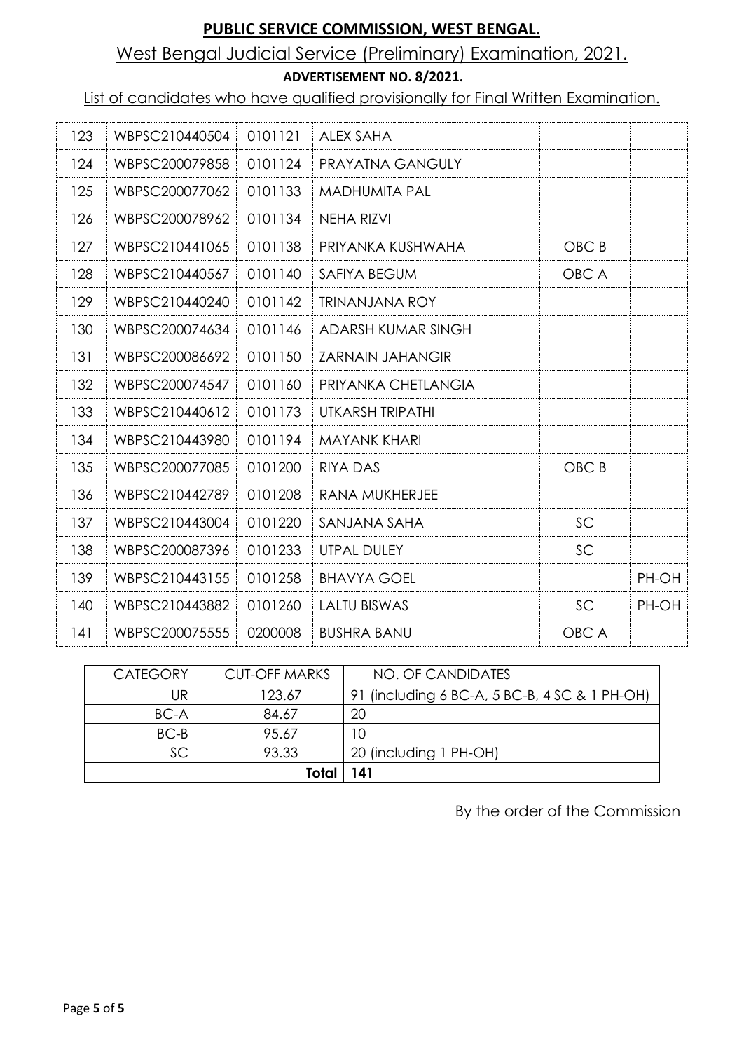## PUBLIC SERVICE COMMISSION, WEST BENGAL.

West Bengal Judicial Service (Preliminary) Examination, 2021.

**ADVERTISEMENT NO. 8/2021.**

List of candidates who have qualified provisionally for Final Written Examination.

| | | | | | |
|---|---|---|---|---|---|
| 123 | WBPSC210440504 | 0101121 | ALEX SAHA | | |
| 124 | WBPSC200079858 | 0101124 | PRAYATNA GANGULY | | |
| 125 | WBPSC200077062 | 0101133 | MADHUMITA PAL | | |
| 126 | WBPSC200078962 | 0101134 | NEHA RIZVI | | |
| 127 | WBPSC210441065 | 0101138 | PRIYANKA KUSHWAHA | OBC B | |
| 128 | WBPSC210440567 | 0101140 | SAFIYA BEGUM | OBC A | |
| 129 | WBPSC210440240 | 0101142 | TRINANJANA ROY | | |
| 130 | WBPSC200074634 | 0101146 | ADARSH KUMAR SINGH | | |
| 131 | WBPSC200086692 | 0101150 | ZARNAIN JAHANGIR | | |
| 132 | WBPSC200074547 | 0101160 | PRIYANKA CHETLANGIA | | |
| 133 | WBPSC210440612 | 0101173 | UTKARSH TRIPATHI | | |
| 134 | WBPSC210443980 | 0101194 | MAYANK KHARI | | |
| 135 | WBPSC200077085 | 0101200 | RIYA DAS | OBC B | |
| 136 | WBPSC210442789 | 0101208 | RANA MUKHERJEE | | |
| 137 | WBPSC210443004 | 0101220 | SANJANA SAHA | SC | |
| 138 | WBPSC200087396 | 0101233 | UTPAL DULEY | SC | |
| 139 | WBPSC210443155 | 0101258 | BHAVYA GOEL | | PH-OH |
| 140 | WBPSC210443882 | 0101260 | LALTU BISWAS | SC | PH-OH |
| 141 | WBPSC200075555 | 0200008 | BUSHRA BANU | OBC A | |

| CATEGORY | CUT-OFF MARKS | NO. OF CANDIDATES |
|---|---|---|
| UR | 123.67 | 91 (including 6 BC-A, 5 BC-B, 4 SC & 1 PH-OH) |
| BC-A | 84.67 | 20 |
| BC-B | 95.67 | 10 |
| SC | 93.33 | 20 (including 1 PH-OH) |
| | Total | 141 |

By the order of the Commission